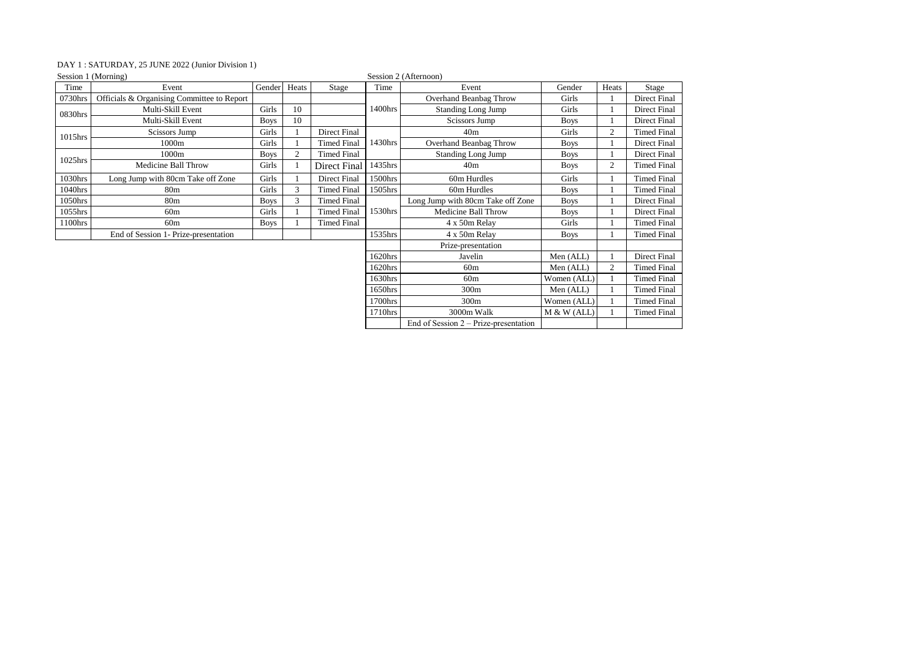DAY 1 : SATURDAY, 25 JUNE 2022 (Junior Division 1)

Session 1 (Morning)

| Time | Event | Gender | Heats | Stage |
|---|---|---|---|---|
| 0730hrs | Officials & Organising Committee to Report | | | |
| 0830hrs | Multi-Skill Event | Girls | 10 | |
| | Multi-Skill Event | Boys | 10 | |
| 1015hrs | Scissors Jump | Girls | 1 | Direct Final |
| | 1000m | Girls | 1 | Timed Final |
| 1025hrs | 1000m | Boys | 2 | Timed Final |
| | Medicine Ball Throw | Girls | 1 | Direct Final |
| 1030hrs | Long Jump with 80cm Take off Zone | Girls | 1 | Direct Final |
| 1040hrs | 80m | Girls | 3 | Timed Final |
| 1050hrs | 80m | Boys | 3 | Timed Final |
| 1055hrs | 60m | Girls | 1 | Timed Final |
| 1100hrs | 60m | Boys | 1 | Timed Final |
| | End of Session 1- Prize-presentation | | | |

Session 2 (Afternoon)

| Time | Event | Gender | Heats | Stage |
|---|---|---|---|---|
| 1400hrs | Overhand Beanbag Throw | Girls | 1 | Direct Final |
| | Standing Long Jump | Girls | 1 | Direct Final |
| | Scissors Jump | Boys | 1 | Direct Final |
| 1430hrs | 40m | Girls | 2 | Timed Final |
| | Overhand Beanbag Throw | Boys | 1 | Direct Final |
| | Standing Long Jump | Boys | 1 | Direct Final |
| 1435hrs | 40m | Boys | 2 | Timed Final |
| 1500hrs | 60m Hurdles | Girls | 1 | Timed Final |
| 1505hrs | 60m Hurdles | Boys | 1 | Timed Final |
| 1530hrs | Long Jump with 80cm Take off Zone | Boys | 1 | Direct Final |
| | Medicine Ball Throw | Boys | 1 | Direct Final |
| | 4 x 50m Relay | Girls | 1 | Timed Final |
| 1535hrs | 4 x 50m Relay | Boys | 1 | Timed Final |
| | Prize-presentation | | | |
| 1620hrs | Javelin | Men (ALL) | 1 | Direct Final |
| 1620hrs | 60m | Men (ALL) | 2 | Timed Final |
| 1630hrs | 60m | Women (ALL) | 1 | Timed Final |
| 1650hrs | 300m | Men (ALL) | 1 | Timed Final |
| 1700hrs | 300m | Women (ALL) | 1 | Timed Final |
| 1710hrs | 3000m Walk | M & W (ALL) | 1 | Timed Final |
| | End of Session 2 – Prize-presentation | | | |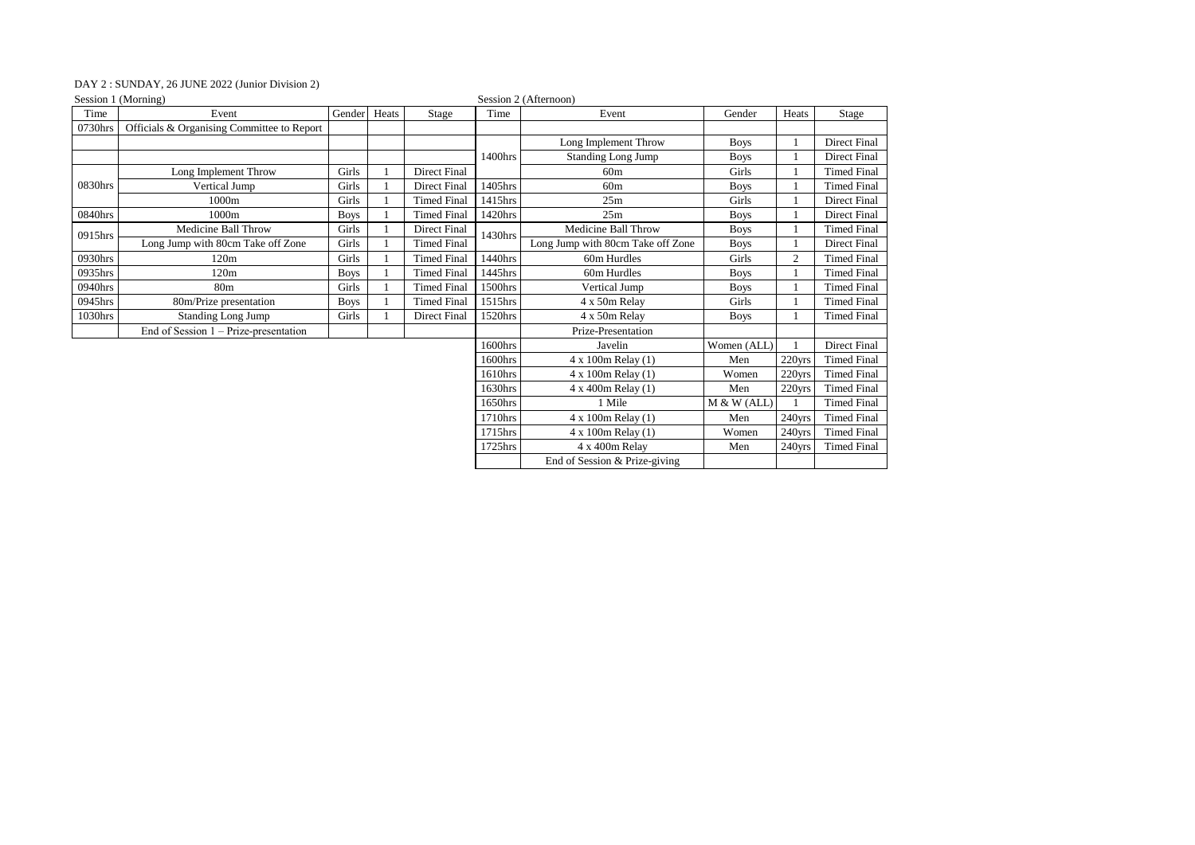DAY 2 : SUNDAY, 26 JUNE 2022 (Junior Division 2)

Session 1 (Morning)

| Time | Event | Gender | Heats | Stage |
|---|---|---|---|---|
| 0730hrs | Officials & Organising Committee to Report | | | |
| | | | | |
| | | | | |
| 0830hrs | Long Implement Throw | Girls | 1 | Direct Final |
| | Vertical Jump | Girls | 1 | Direct Final |
| | 1000m | Girls | 1 | Timed Final |
| 0840hrs | 1000m | Boys | 1 | Timed Final |
| 0915hrs | Medicine Ball Throw | Girls | 1 | Direct Final |
| | Long Jump with 80cm Take off Zone | Girls | 1 | Timed Final |
| 0930hrs | 120m | Girls | 1 | Timed Final |
| 0935hrs | 120m | Boys | 1 | Timed Final |
| 0940hrs | 80m | Girls | 1 | Timed Final |
| 0945hrs | 80m/Prize presentation | Boys | 1 | Timed Final |
| 1030hrs | Standing Long Jump | Girls | 1 | Direct Final |
| | End of Session 1 – Prize-presentation | | | |

Session 2 (Afternoon)

| Time | Event | Gender | Heats | Stage |
|---|---|---|---|---|
| | | | | |
| 1400hrs | Long Implement Throw | Boys | 1 | Direct Final |
| | Standing Long Jump | Boys | 1 | Direct Final |
| | 60m | Girls | 1 | Timed Final |
| 1405hrs | 60m | Boys | 1 | Timed Final |
| 1415hrs | 25m | Girls | 1 | Direct Final |
| 1420hrs | 25m | Boys | 1 | Direct Final |
| 1430hrs | Medicine Ball Throw | Boys | 1 | Timed Final |
| | Long Jump with 80cm Take off Zone | Boys | 1 | Direct Final |
| 1440hrs | 60m Hurdles | Girls | 2 | Timed Final |
| 1445hrs | 60m Hurdles | Boys | 1 | Timed Final |
| 1500hrs | Vertical Jump | Boys | 1 | Timed Final |
| 1515hrs | 4 x 50m Relay | Girls | 1 | Timed Final |
| 1520hrs | 4 x 50m Relay | Boys | 1 | Timed Final |
| | Prize-Presentation | | | |
| 1600hrs | Javelin | Women (ALL) | 1 | Direct Final |
| 1600hrs | 4 x 100m Relay (1) | Men | 220yrs | Timed Final |
| 1610hrs | 4 x 100m Relay (1) | Women | 220yrs | Timed Final |
| 1630hrs | 4 x 400m Relay (1) | Men | 220yrs | Timed Final |
| 1650hrs | 1 Mile | M & W (ALL) | 1 | Timed Final |
| 1710hrs | 4 x 100m Relay (1) | Men | 240yrs | Timed Final |
| 1715hrs | 4 x 100m Relay (1) | Women | 240yrs | Timed Final |
| 1725hrs | 4 x 400m Relay | Men | 240yrs | Timed Final |
| | End of Session & Prize-giving | | | |